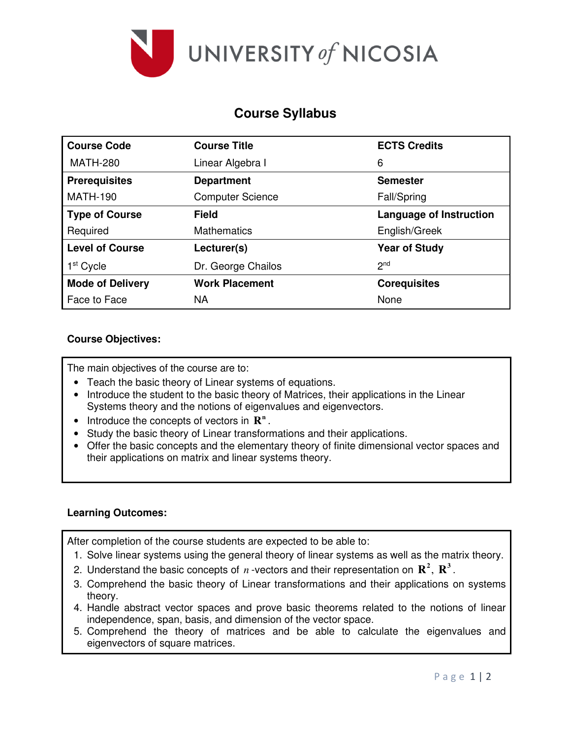# Course Syllabus

| Course Code | Course Title | ECTS Credits |
|---|---|---|
| MATH-280 | Linear Algebra I | 6 |
| **Prerequisites** | **Department** | **Semester** |
| MATH-190 | Computer Science | Fall/Spring |
| **Type of Course** | **Field** | **Language of Instruction** |
| Required | Mathematics | English/Greek |
| **Level of Course** | **Lecturer(s)** | **Year of Study** |
| 1st Cycle | Dr. George Chailos | 2nd |
| **Mode of Delivery** | **Work Placement** | **Corequisites** |
| Face to Face | NA | None |

**Course Objectives:**

The main objectives of the course are to:

- Teach the basic theory of Linear systems of equations.
- Introduce the student to the basic theory of Matrices, their applications in the Linear Systems theory and the notions of eigenvalues and eigenvectors.
- Introduce the concepts of vectors in $\mathbf{R}^n$.
- Study the basic theory of Linear transformations and their applications.
- Offer the basic concepts and the elementary theory of finite dimensional vector spaces and their applications on matrix and linear systems theory.

**Learning Outcomes:**

After completion of the course students are expected to be able to:

1. Solve linear systems using the general theory of linear systems as well as the matrix theory.
2. Understand the basic concepts of $n$-vectors and their representation on $\mathbf{R}^2$, $\mathbf{R}^3$.
3. Comprehend the basic theory of Linear transformations and their applications on systems theory.
4. Handle abstract vector spaces and prove basic theorems related to the notions of linear independence, span, basis, and dimension of the vector space.
5. Comprehend the theory of matrices and be able to calculate the eigenvalues and eigenvectors of square matrices.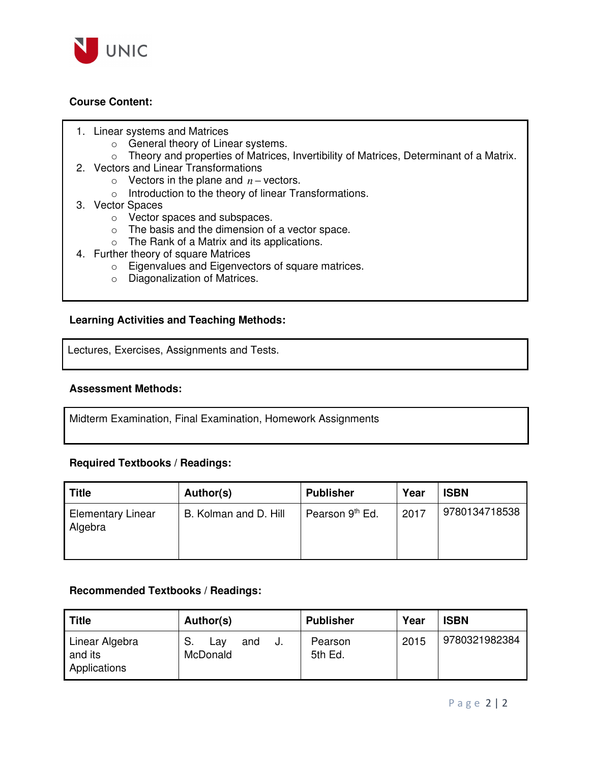**Course Content:**

1. Linear systems and Matrices
   - General theory of Linear systems.
   - Theory and properties of Matrices, Invertibility of Matrices, Determinant of a Matrix.
2. Vectors and Linear Transformations
   - Vectors in the plane and $n-$vectors.
   - Introduction to the theory of linear Transformations.
3. Vector Spaces
   - Vector spaces and subspaces.
   - The basis and the dimension of a vector space.
   - The Rank of a Matrix and its applications.
4. Further theory of square Matrices
   - Eigenvalues and Eigenvectors of square matrices.
   - Diagonalization of Matrices.

**Learning Activities and Teaching Methods:**

Lectures, Exercises, Assignments and Tests.

**Assessment Methods:**

Midterm Examination, Final Examination, Homework Assignments

**Required Textbooks / Readings:**

| Title | Author(s) | Publisher | Year | ISBN |
|---|---|---|---|---|
| Elementary Linear Algebra | B. Kolman and D. Hill | Pearson 9th Ed. | 2017 | 9780134718538 |

**Recommended Textbooks / Readings:**

| Title | Author(s) | Publisher | Year | ISBN |
|---|---|---|---|---|
| Linear Algebra and its Applications | S. Lay and J. McDonald | Pearson 5th Ed. | 2015 | 9780321982384 |